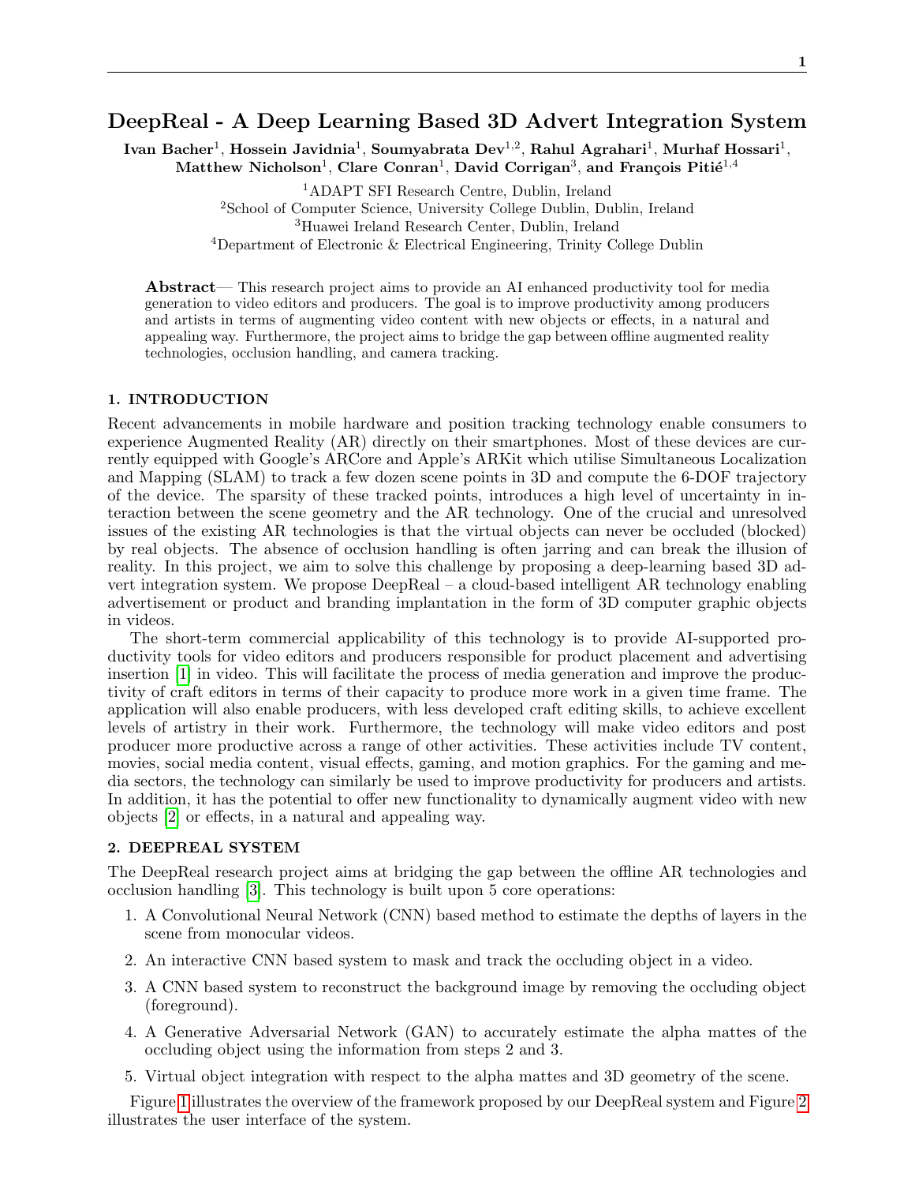# DeepReal - A Deep Learning Based 3D Advert Integration System

**Ivan Bacher**[1], **Hossein Javidnia**[1], **Soumyabrata Dev**[1,2], **Rahul Agrahari**[1], **Murhaf Hossari**[1], **Matthew Nicholson**[1], **Clare Conran**[1], **David Corrigan**[3], **and François Pitié**[1,4]

[1]ADAPT SFI Research Centre, Dublin, Ireland
[2]School of Computer Science, University College Dublin, Dublin, Ireland
[3]Huawei Ireland Research Center, Dublin, Ireland
[4]Department of Electronic & Electrical Engineering, Trinity College Dublin

**Abstract**— This research project aims to provide an AI enhanced productivity tool for media generation to video editors and producers. The goal is to improve productivity among producers and artists in terms of augmenting video content with new objects or effects, in a natural and appealing way. Furthermore, the project aims to bridge the gap between offline augmented reality technologies, occlusion handling, and camera tracking.

## 1. INTRODUCTION

Recent advancements in mobile hardware and position tracking technology enable consumers to experience Augmented Reality (AR) directly on their smartphones. Most of these devices are currently equipped with Google's ARCore and Apple's ARKit which utilise Simultaneous Localization and Mapping (SLAM) to track a few dozen scene points in 3D and compute the 6-DOF trajectory of the device. The sparsity of these tracked points, introduces a high level of uncertainty in interaction between the scene geometry and the AR technology. One of the crucial and unresolved issues of the existing AR technologies is that the virtual objects can never be occluded (blocked) by real objects. The absence of occlusion handling is often jarring and can break the illusion of reality. In this project, we aim to solve this challenge by proposing a deep-learning based 3D advert integration system. We propose DeepReal – a cloud-based intelligent AR technology enabling advertisement or product and branding implantation in the form of 3D computer graphic objects in videos.

The short-term commercial applicability of this technology is to provide AI-supported productivity tools for video editors and producers responsible for product placement and advertising insertion [1] in video. This will facilitate the process of media generation and improve the productivity of craft editors in terms of their capacity to produce more work in a given time frame. The application will also enable producers, with less developed craft editing skills, to achieve excellent levels of artistry in their work. Furthermore, the technology will make video editors and post producer more productive across a range of other activities. These activities include TV content, movies, social media content, visual effects, gaming, and motion graphics. For the gaming and media sectors, the technology can similarly be used to improve productivity for producers and artists. In addition, it has the potential to offer new functionality to dynamically augment video with new objects [2] or effects, in a natural and appealing way.

## 2. DEEPREAL SYSTEM

The DeepReal research project aims at bridging the gap between the offline AR technologies and occlusion handling [3]. This technology is built upon 5 core operations:

1. A Convolutional Neural Network (CNN) based method to estimate the depths of layers in the scene from monocular videos.
2. An interactive CNN based system to mask and track the occluding object in a video.
3. A CNN based system to reconstruct the background image by removing the occluding object (foreground).
4. A Generative Adversarial Network (GAN) to accurately estimate the alpha mattes of the occluding object using the information from steps 2 and 3.
5. Virtual object integration with respect to the alpha mattes and 3D geometry of the scene.

Figure 1 illustrates the overview of the framework proposed by our DeepReal system and Figure 2 illustrates the user interface of the system.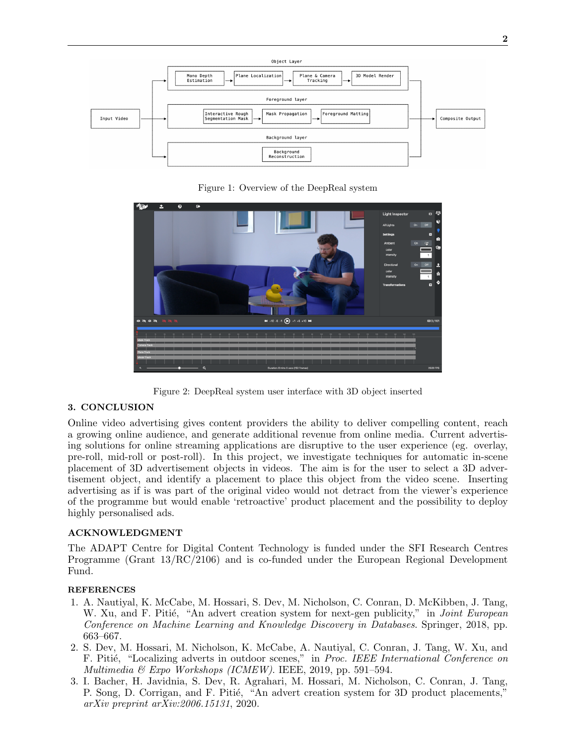Object Layer

Mono Depth Estimation → Plane Localization → Plane & Camera Tracking → 3D Model Render

Foreground layer

Interactive Rough Segmentation Mask → Mask Propagation → Foreground Matting

Background layer

Background Reconstruction

Input Video

Composite Output

Figure 1: Overview of the DeepReal system

Figure 2: DeepReal system user interface with 3D object inserted

## 3. CONCLUSION

Online video advertising gives content providers the ability to deliver compelling content, reach a growing online audience, and generate additional revenue from online media. Current advertising solutions for online streaming applications are disruptive to the user experience (eg. overlay, pre-roll, mid-roll or post-roll). In this project, we investigate techniques for automatic in-scene placement of 3D advertisement objects in videos. The aim is for the user to select a 3D advertisement object, and identify a placement to place this object from the video scene. Inserting advertising as if is was part of the original video would not detract from the viewer's experience of the programme but would enable 'retroactive' product placement and the possibility to deploy highly personalised ads.

## ACKNOWLEDGMENT

The ADAPT Centre for Digital Content Technology is funded under the SFI Research Centres Programme (Grant 13/RC/2106) and is co-funded under the European Regional Development Fund.

## REFERENCES

1. A. Nautiyal, K. McCabe, M. Hossari, S. Dev, M. Nicholson, C. Conran, D. McKibben, J. Tang, W. Xu, and F. Pitié, "An advert creation system for next-gen publicity," in *Joint European Conference on Machine Learning and Knowledge Discovery in Databases*. Springer, 2018, pp. 663–667.
2. S. Dev, M. Hossari, M. Nicholson, K. McCabe, A. Nautiyal, C. Conran, J. Tang, W. Xu, and F. Pitié, "Localizing adverts in outdoor scenes," in *Proc. IEEE International Conference on Multimedia & Expo Workshops (ICMEW)*. IEEE, 2019, pp. 591–594.
3. I. Bacher, H. Javidnia, S. Dev, R. Agrahari, M. Hossari, M. Nicholson, C. Conran, J. Tang, P. Song, D. Corrigan, and F. Pitié, "An advert creation system for 3D product placements," *arXiv preprint arXiv:2006.15131*, 2020.